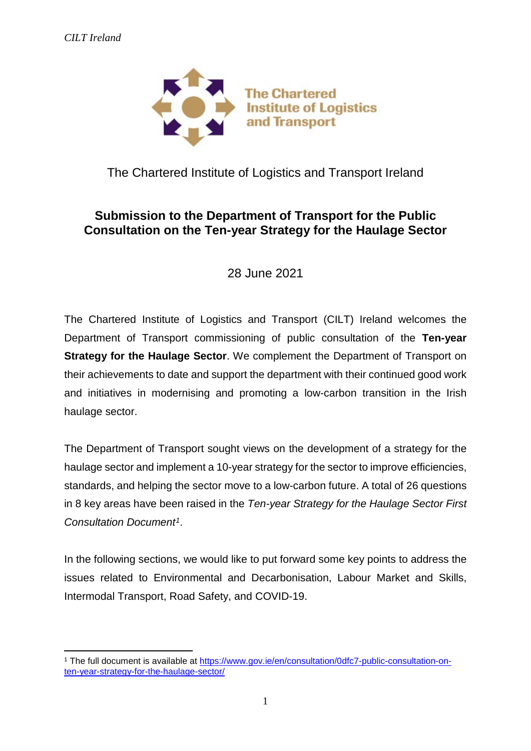The Chartered Institute of Logistics and Transport Ireland

# Submission to the Department of Transport for the Public Consultation on the Ten-year Strategy for the Haulage Sector

28 June 2021

The Chartered Institute of Logistics and Transport (CILT) Ireland welcomes the Department of Transport commissioning of public consultation of the **Ten-year Strategy for the Haulage Sector**. We complement the Department of Transport on their achievements to date and support the department with their continued good work and initiatives in modernising and promoting a low-carbon transition in the Irish haulage sector.

The Department of Transport sought views on the development of a strategy for the haulage sector and implement a 10-year strategy for the sector to improve efficiencies, standards, and helping the sector move to a low-carbon future. A total of 26 questions in 8 key areas have been raised in the *Ten-year Strategy for the Haulage Sector First Consultation Document*[1].

In the following sections, we would like to put forward some key points to address the issues related to Environmental and Decarbonisation, Labour Market and Skills, Intermodal Transport, Road Safety, and COVID-19.

[1] The full document is available at https://www.gov.ie/en/consultation/0dfc7-public-consultation-on-ten-year-strategy-for-the-haulage-sector/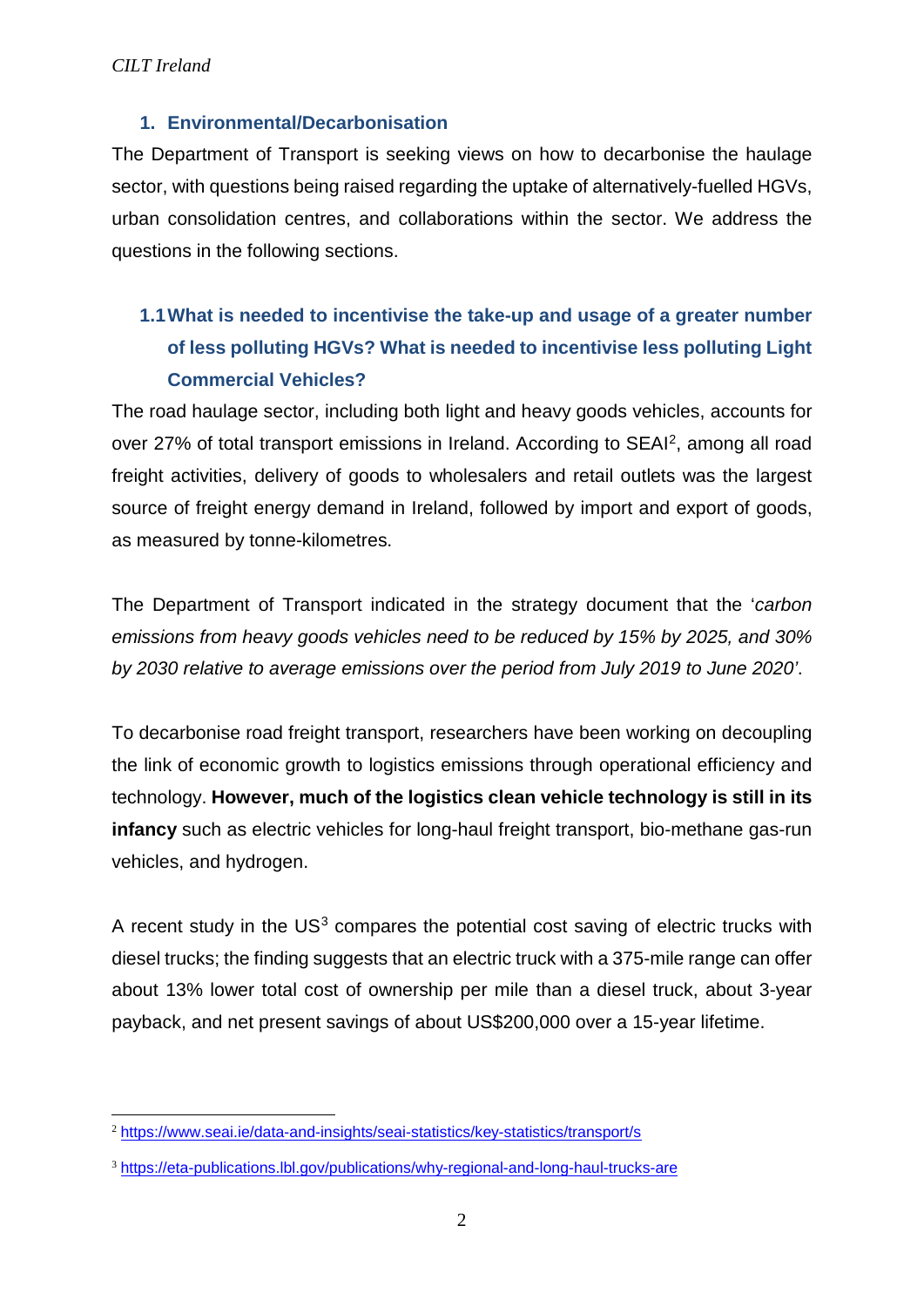## 1. Environmental/Decarbonisation

The Department of Transport is seeking views on how to decarbonise the haulage sector, with questions being raised regarding the uptake of alternatively-fuelled HGVs, urban consolidation centres, and collaborations within the sector. We address the questions in the following sections.

### 1.1 What is needed to incentivise the take-up and usage of a greater number of less polluting HGVs? What is needed to incentivise less polluting Light Commercial Vehicles?

The road haulage sector, including both light and heavy goods vehicles, accounts for over 27% of total transport emissions in Ireland. According to SEAI[2], among all road freight activities, delivery of goods to wholesalers and retail outlets was the largest source of freight energy demand in Ireland, followed by import and export of goods, as measured by tonne-kilometres.

The Department of Transport indicated in the strategy document that the '*carbon emissions from heavy goods vehicles need to be reduced by 15% by 2025, and 30% by 2030 relative to average emissions over the period from July 2019 to June 2020*'.

To decarbonise road freight transport, researchers have been working on decoupling the link of economic growth to logistics emissions through operational efficiency and technology. **However, much of the logistics clean vehicle technology is still in its infancy** such as electric vehicles for long-haul freight transport, bio-methane gas-run vehicles, and hydrogen.

A recent study in the US[3] compares the potential cost saving of electric trucks with diesel trucks; the finding suggests that an electric truck with a 375-mile range can offer about 13% lower total cost of ownership per mile than a diesel truck, about 3-year payback, and net present savings of about US$200,000 over a 15-year lifetime.

---

[2] https://www.seai.ie/data-and-insights/seai-statistics/key-statistics/transport/s

[3] https://eta-publications.lbl.gov/publications/why-regional-and-long-haul-trucks-are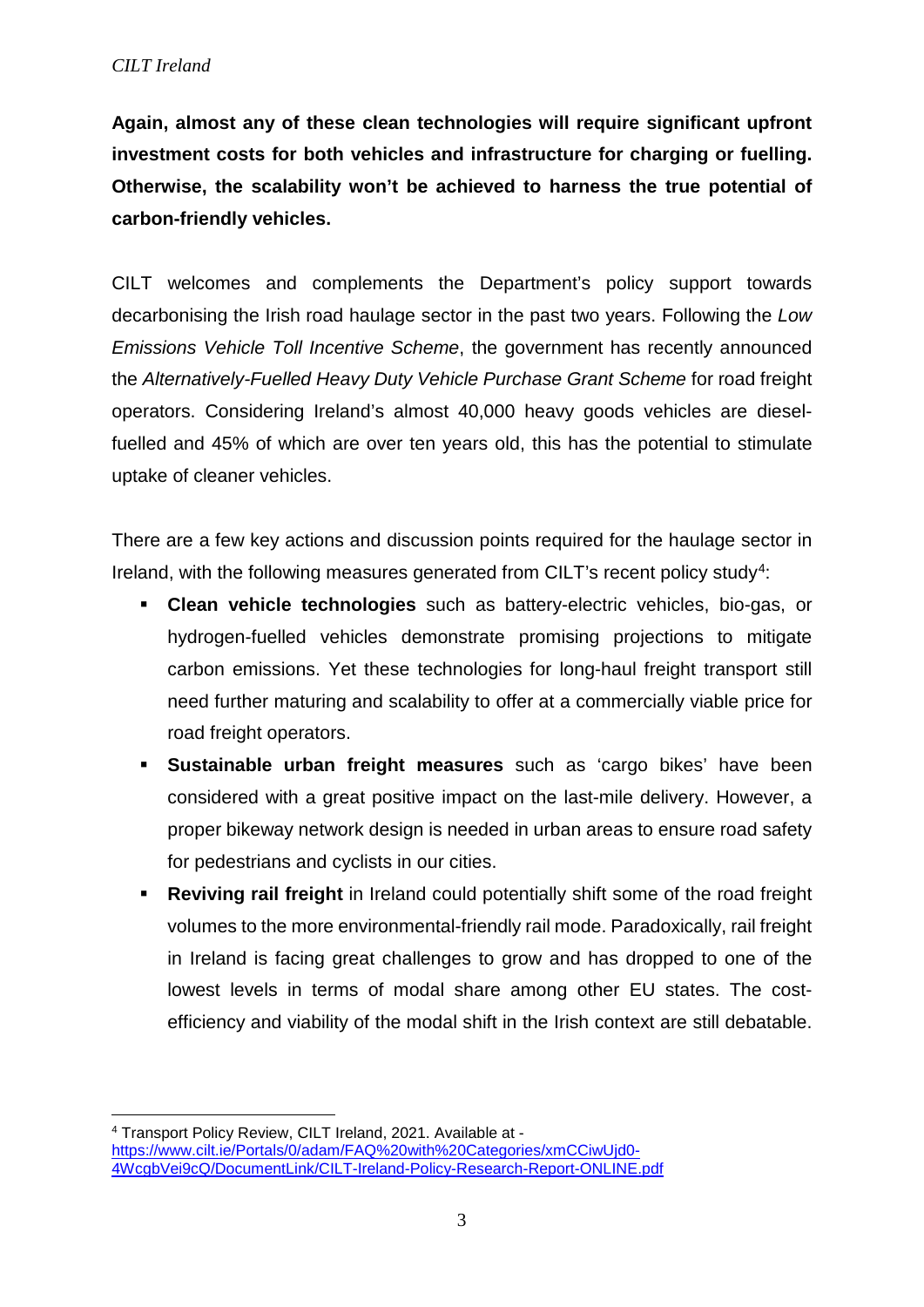**Again, almost any of these clean technologies will require significant upfront investment costs for both vehicles and infrastructure for charging or fuelling. Otherwise, the scalability won't be achieved to harness the true potential of carbon-friendly vehicles.**

CILT welcomes and complements the Department's policy support towards decarbonising the Irish road haulage sector in the past two years. Following the *Low Emissions Vehicle Toll Incentive Scheme*, the government has recently announced the *Alternatively-Fuelled Heavy Duty Vehicle Purchase Grant Scheme* for road freight operators. Considering Ireland's almost 40,000 heavy goods vehicles are diesel-fuelled and 45% of which are over ten years old, this has the potential to stimulate uptake of cleaner vehicles.

There are a few key actions and discussion points required for the haulage sector in Ireland, with the following measures generated from CILT's recent policy study[4]:

- **Clean vehicle technologies** such as battery-electric vehicles, bio-gas, or hydrogen-fuelled vehicles demonstrate promising projections to mitigate carbon emissions. Yet these technologies for long-haul freight transport still need further maturing and scalability to offer at a commercially viable price for road freight operators.
- **Sustainable urban freight measures** such as 'cargo bikes' have been considered with a great positive impact on the last-mile delivery. However, a proper bikeway network design is needed in urban areas to ensure road safety for pedestrians and cyclists in our cities.
- **Reviving rail freight** in Ireland could potentially shift some of the road freight volumes to the more environmental-friendly rail mode. Paradoxically, rail freight in Ireland is facing great challenges to grow and has dropped to one of the lowest levels in terms of modal share among other EU states. The cost-efficiency and viability of the modal shift in the Irish context are still debatable.

[4] Transport Policy Review, CILT Ireland, 2021. Available at - https://www.cilt.ie/Portals/0/adam/FAQ%20with%20Categories/xmCCiwUjd0-4WcgbVei9cQ/DocumentLink/CILT-Ireland-Policy-Research-Report-ONLINE.pdf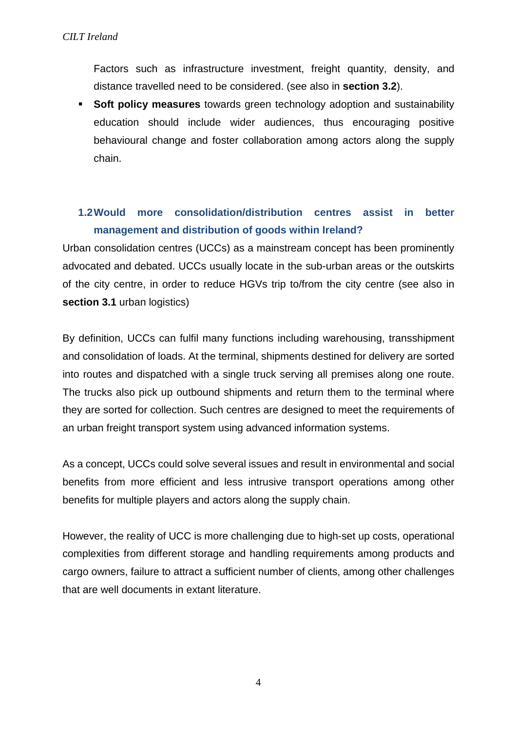Factors such as infrastructure investment, freight quantity, density, and distance travelled need to be considered. (see also in **section 3.2**).

- **Soft policy measures** towards green technology adoption and sustainability education should include wider audiences, thus encouraging positive behavioural change and foster collaboration among actors along the supply chain.

### 1.2 Would more consolidation/distribution centres assist in better management and distribution of goods within Ireland?

Urban consolidation centres (UCCs) as a mainstream concept has been prominently advocated and debated. UCCs usually locate in the sub-urban areas or the outskirts of the city centre, in order to reduce HGVs trip to/from the city centre (see also in **section 3.1** urban logistics)

By definition, UCCs can fulfil many functions including warehousing, transshipment and consolidation of loads. At the terminal, shipments destined for delivery are sorted into routes and dispatched with a single truck serving all premises along one route. The trucks also pick up outbound shipments and return them to the terminal where they are sorted for collection. Such centres are designed to meet the requirements of an urban freight transport system using advanced information systems.

As a concept, UCCs could solve several issues and result in environmental and social benefits from more efficient and less intrusive transport operations among other benefits for multiple players and actors along the supply chain.

However, the reality of UCC is more challenging due to high-set up costs, operational complexities from different storage and handling requirements among products and cargo owners, failure to attract a sufficient number of clients, among other challenges that are well documents in extant literature.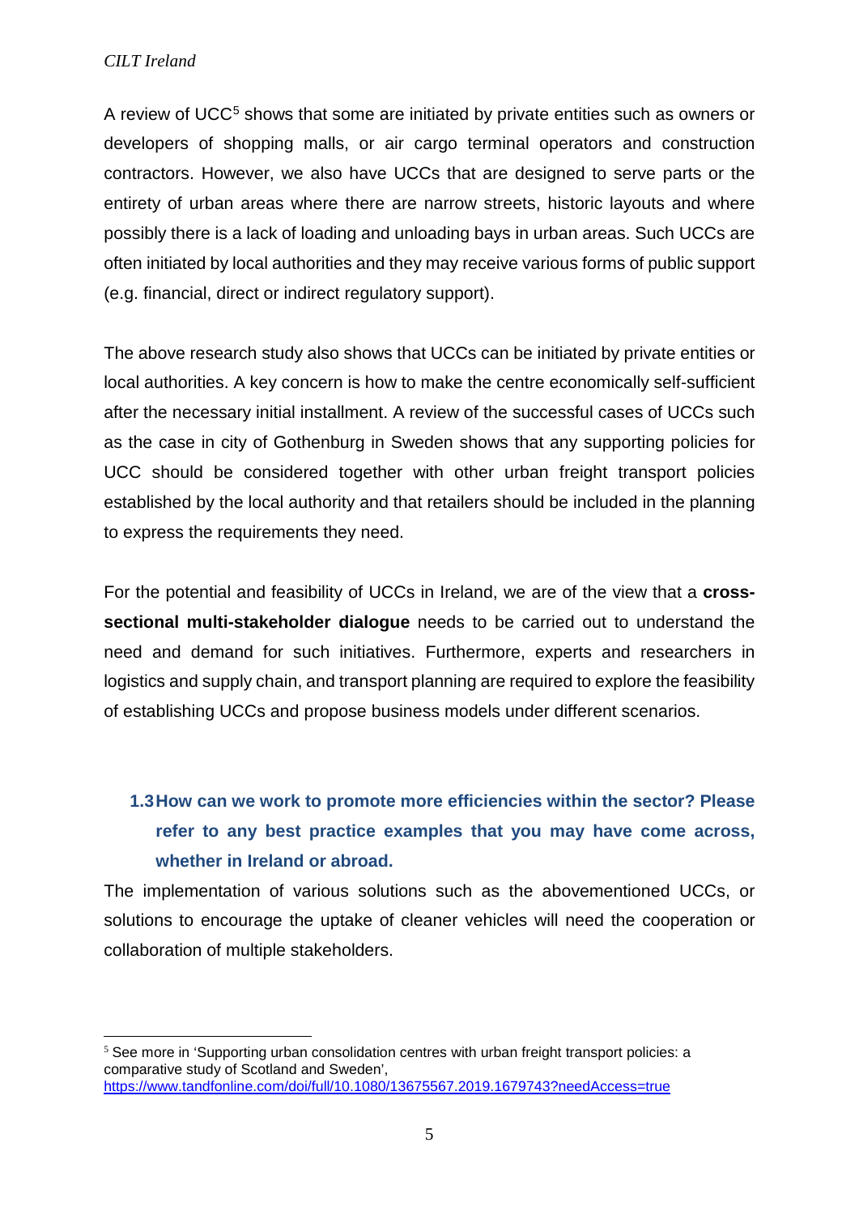A review of UCC[5] shows that some are initiated by private entities such as owners or developers of shopping malls, or air cargo terminal operators and construction contractors. However, we also have UCCs that are designed to serve parts or the entirety of urban areas where there are narrow streets, historic layouts and where possibly there is a lack of loading and unloading bays in urban areas. Such UCCs are often initiated by local authorities and they may receive various forms of public support (e.g. financial, direct or indirect regulatory support).

The above research study also shows that UCCs can be initiated by private entities or local authorities. A key concern is how to make the centre economically self-sufficient after the necessary initial installment. A review of the successful cases of UCCs such as the case in city of Gothenburg in Sweden shows that any supporting policies for UCC should be considered together with other urban freight transport policies established by the local authority and that retailers should be included in the planning to express the requirements they need.

For the potential and feasibility of UCCs in Ireland, we are of the view that a **cross-sectional multi-stakeholder dialogue** needs to be carried out to understand the need and demand for such initiatives. Furthermore, experts and researchers in logistics and supply chain, and transport planning are required to explore the feasibility of establishing UCCs and propose business models under different scenarios.

### 1.3 How can we work to promote more efficiencies within the sector? Please refer to any best practice examples that you may have come across, whether in Ireland or abroad.

The implementation of various solutions such as the abovementioned UCCs, or solutions to encourage the uptake of cleaner vehicles will need the cooperation or collaboration of multiple stakeholders.

---

[5] See more in 'Supporting urban consolidation centres with urban freight transport policies: a comparative study of Scotland and Sweden', https://www.tandfonline.com/doi/full/10.1080/13675567.2019.1679743?needAccess=true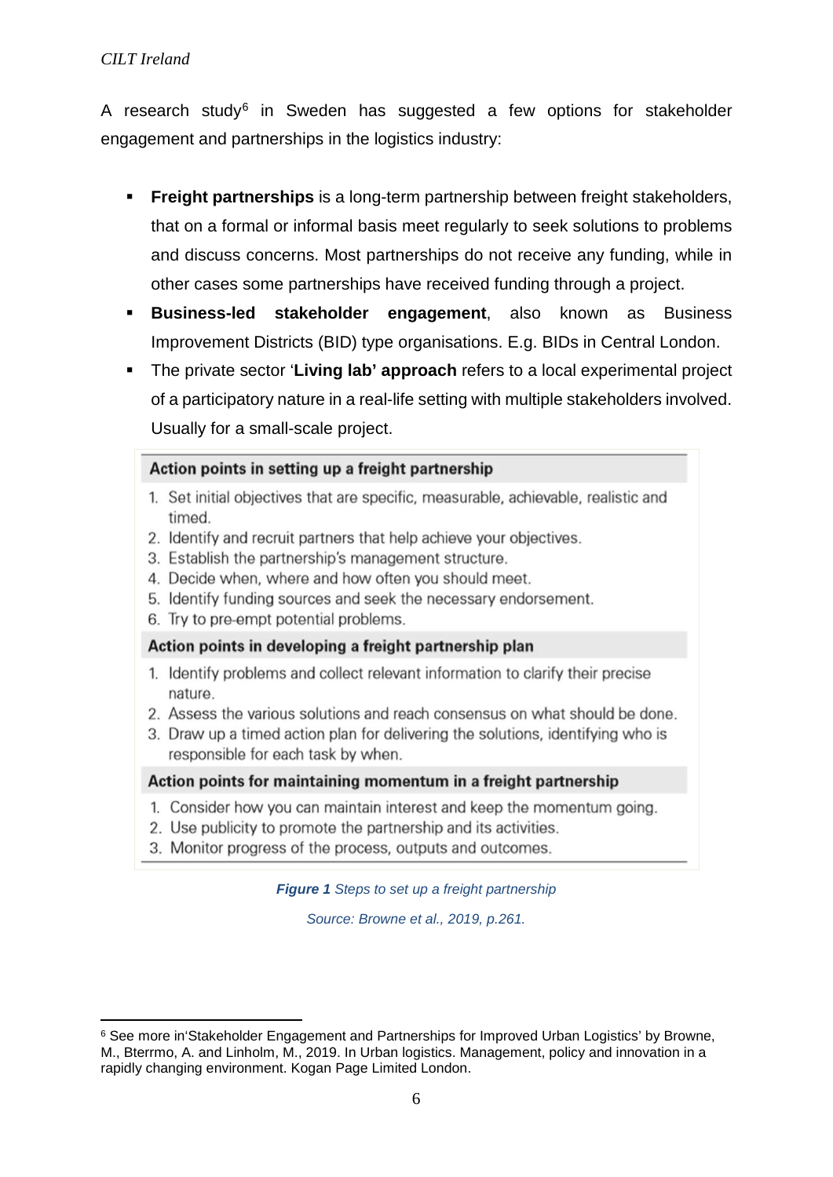A research study[6] in Sweden has suggested a few options for stakeholder engagement and partnerships in the logistics industry:

- **Freight partnerships** is a long-term partnership between freight stakeholders, that on a formal or informal basis meet regularly to seek solutions to problems and discuss concerns. Most partnerships do not receive any funding, while in other cases some partnerships have received funding through a project.
- **Business-led stakeholder engagement**, also known as Business Improvement Districts (BID) type organisations. E.g. BIDs in Central London.
- The private sector '**Living lab' approach** refers to a local experimental project of a participatory nature in a real-life setting with multiple stakeholders involved. Usually for a small-scale project.

**Action points in setting up a freight partnership**

1. Set initial objectives that are specific, measurable, achievable, realistic and timed.
2. Identify and recruit partners that help achieve your objectives.
3. Establish the partnership's management structure.
4. Decide when, where and how often you should meet.
5. Identify funding sources and seek the necessary endorsement.
6. Try to pre-empt potential problems.

**Action points in developing a freight partnership plan**

1. Identify problems and collect relevant information to clarify their precise nature.
2. Assess the various solutions and reach consensus on what should be done.
3. Draw up a timed action plan for delivering the solutions, identifying who is responsible for each task by when.

**Action points for maintaining momentum in a freight partnership**

1. Consider how you can maintain interest and keep the momentum going.
2. Use publicity to promote the partnership and its activities.
3. Monitor progress of the process, outputs and outcomes.

***Figure 1*** *Steps to set up a freight partnership*

*Source: Browne et al., 2019, p.261.*

[6] See more in'Stakeholder Engagement and Partnerships for Improved Urban Logistics' by Browne, M., Bterrmo, A. and Linholm, M., 2019. In Urban logistics. Management, policy and innovation in a rapidly changing environment. Kogan Page Limited London.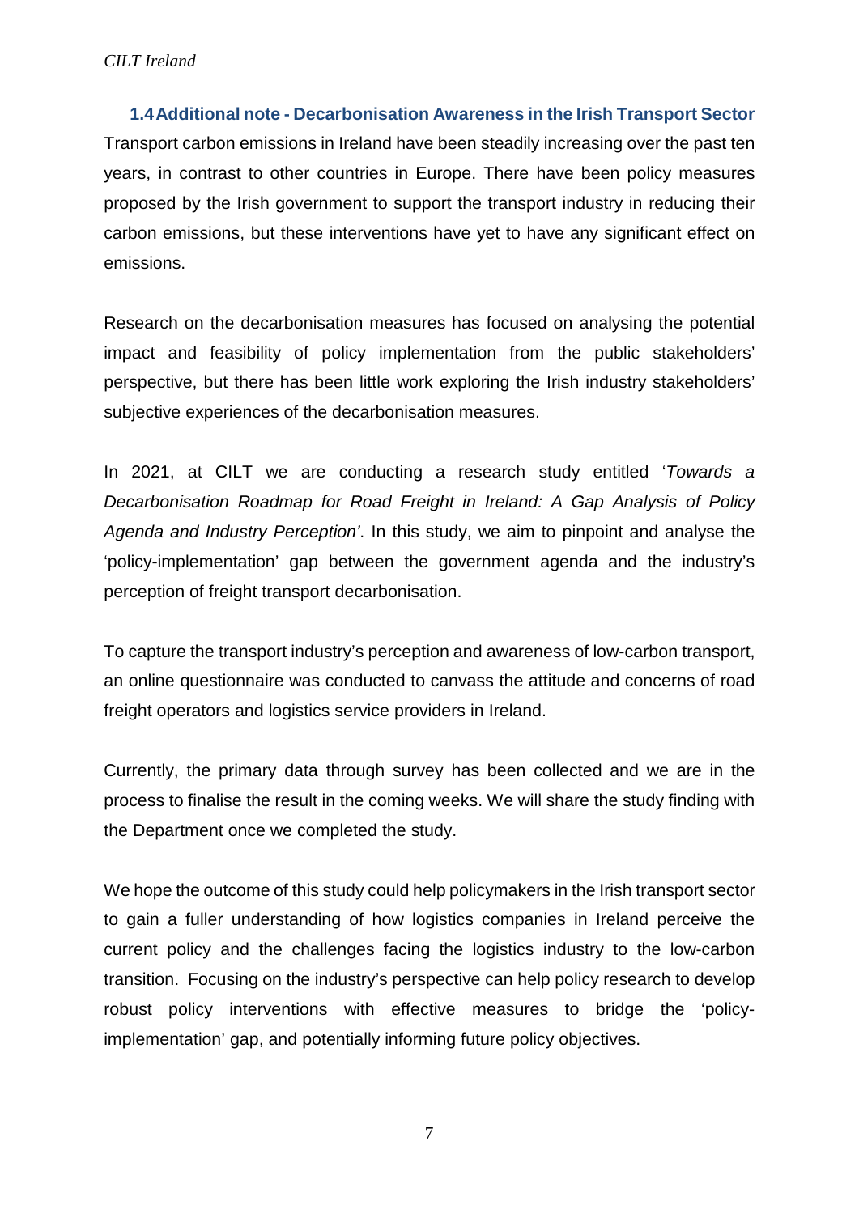### 1.4 Additional note - Decarbonisation Awareness in the Irish Transport Sector

Transport carbon emissions in Ireland have been steadily increasing over the past ten years, in contrast to other countries in Europe. There have been policy measures proposed by the Irish government to support the transport industry in reducing their carbon emissions, but these interventions have yet to have any significant effect on emissions.

Research on the decarbonisation measures has focused on analysing the potential impact and feasibility of policy implementation from the public stakeholders' perspective, but there has been little work exploring the Irish industry stakeholders' subjective experiences of the decarbonisation measures.

In 2021, at CILT we are conducting a research study entitled '*Towards a Decarbonisation Roadmap for Road Freight in Ireland: A Gap Analysis of Policy Agenda and Industry Perception'*. In this study, we aim to pinpoint and analyse the 'policy-implementation' gap between the government agenda and the industry's perception of freight transport decarbonisation.

To capture the transport industry's perception and awareness of low-carbon transport, an online questionnaire was conducted to canvass the attitude and concerns of road freight operators and logistics service providers in Ireland.

Currently, the primary data through survey has been collected and we are in the process to finalise the result in the coming weeks. We will share the study finding with the Department once we completed the study.

We hope the outcome of this study could help policymakers in the Irish transport sector to gain a fuller understanding of how logistics companies in Ireland perceive the current policy and the challenges facing the logistics industry to the low-carbon transition. Focusing on the industry's perspective can help policy research to develop robust policy interventions with effective measures to bridge the 'policy-implementation' gap, and potentially informing future policy objectives.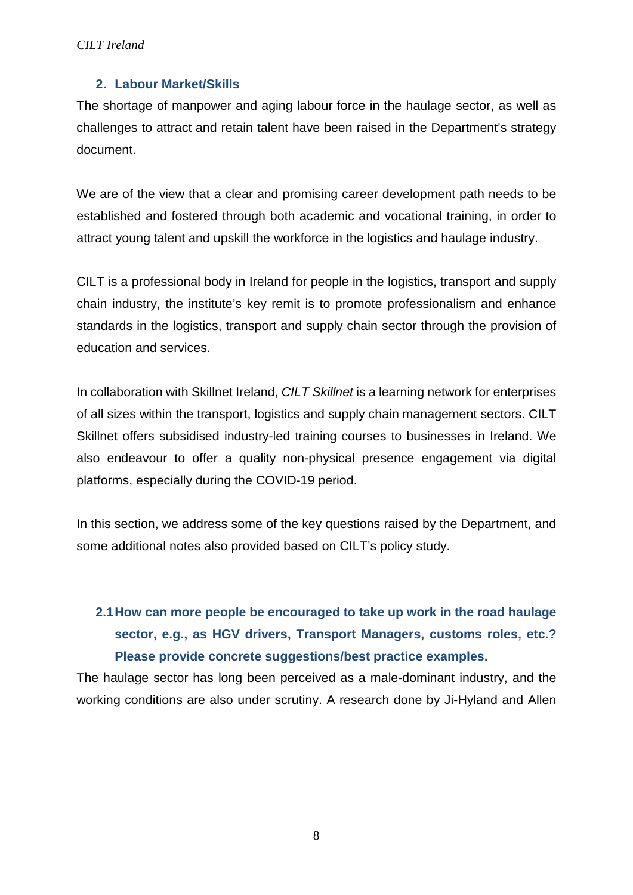## 2. Labour Market/Skills

The shortage of manpower and aging labour force in the haulage sector, as well as challenges to attract and retain talent have been raised in the Department's strategy document.

We are of the view that a clear and promising career development path needs to be established and fostered through both academic and vocational training, in order to attract young talent and upskill the workforce in the logistics and haulage industry.

CILT is a professional body in Ireland for people in the logistics, transport and supply chain industry, the institute's key remit is to promote professionalism and enhance standards in the logistics, transport and supply chain sector through the provision of education and services.

In collaboration with Skillnet Ireland, *CILT Skillnet* is a learning network for enterprises of all sizes within the transport, logistics and supply chain management sectors. CILT Skillnet offers subsidised industry-led training courses to businesses in Ireland. We also endeavour to offer a quality non-physical presence engagement via digital platforms, especially during the COVID-19 period.

In this section, we address some of the key questions raised by the Department, and some additional notes also provided based on CILT's policy study.

### 2.1 How can more people be encouraged to take up work in the road haulage sector, e.g., as HGV drivers, Transport Managers, customs roles, etc.? Please provide concrete suggestions/best practice examples.

The haulage sector has long been perceived as a male-dominant industry, and the working conditions are also under scrutiny. A research done by Ji-Hyland and Allen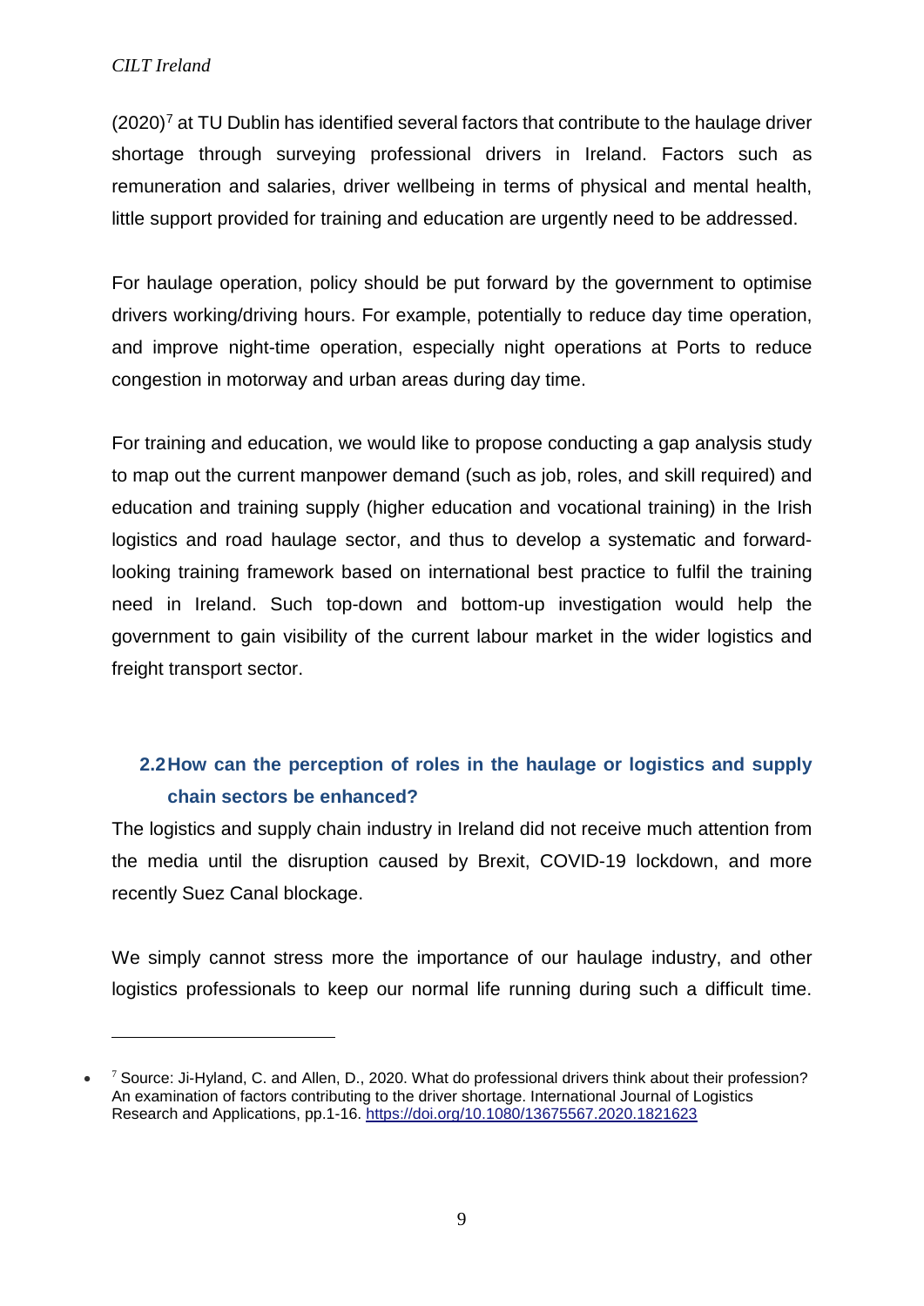(2020)[7] at TU Dublin has identified several factors that contribute to the haulage driver shortage through surveying professional drivers in Ireland. Factors such as remuneration and salaries, driver wellbeing in terms of physical and mental health, little support provided for training and education are urgently need to be addressed.

For haulage operation, policy should be put forward by the government to optimise drivers working/driving hours. For example, potentially to reduce day time operation, and improve night-time operation, especially night operations at Ports to reduce congestion in motorway and urban areas during day time.

For training and education, we would like to propose conducting a gap analysis study to map out the current manpower demand (such as job, roles, and skill required) and education and training supply (higher education and vocational training) in the Irish logistics and road haulage sector, and thus to develop a systematic and forward-looking training framework based on international best practice to fulfil the training need in Ireland. Such top-down and bottom-up investigation would help the government to gain visibility of the current labour market in the wider logistics and freight transport sector.

### 2.2 How can the perception of roles in the haulage or logistics and supply chain sectors be enhanced?

The logistics and supply chain industry in Ireland did not receive much attention from the media until the disruption caused by Brexit, COVID-19 lockdown, and more recently Suez Canal blockage.

We simply cannot stress more the importance of our haulage industry, and other logistics professionals to keep our normal life running during such a difficult time.

---

- [7] Source: Ji-Hyland, C. and Allen, D., 2020. What do professional drivers think about their profession? An examination of factors contributing to the driver shortage. International Journal of Logistics Research and Applications, pp.1-16. https://doi.org/10.1080/13675567.2020.1821623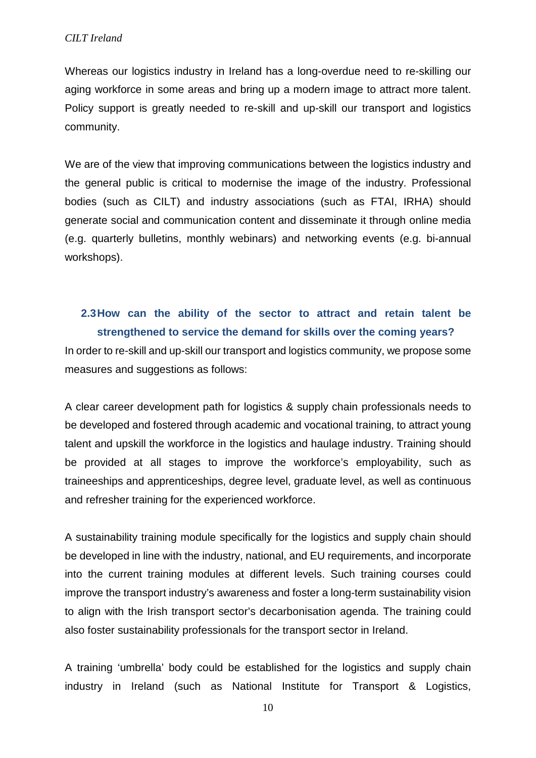Whereas our logistics industry in Ireland has a long-overdue need to re-skilling our aging workforce in some areas and bring up a modern image to attract more talent. Policy support is greatly needed to re-skill and up-skill our transport and logistics community.

We are of the view that improving communications between the logistics industry and the general public is critical to modernise the image of the industry. Professional bodies (such as CILT) and industry associations (such as FTAI, IRHA) should generate social and communication content and disseminate it through online media (e.g. quarterly bulletins, monthly webinars) and networking events (e.g. bi-annual workshops).

### 2.3 How can the ability of the sector to attract and retain talent be strengthened to service the demand for skills over the coming years?

In order to re-skill and up-skill our transport and logistics community, we propose some measures and suggestions as follows:

A clear career development path for logistics & supply chain professionals needs to be developed and fostered through academic and vocational training, to attract young talent and upskill the workforce in the logistics and haulage industry. Training should be provided at all stages to improve the workforce's employability, such as traineeships and apprenticeships, degree level, graduate level, as well as continuous and refresher training for the experienced workforce.

A sustainability training module specifically for the logistics and supply chain should be developed in line with the industry, national, and EU requirements, and incorporate into the current training modules at different levels. Such training courses could improve the transport industry's awareness and foster a long-term sustainability vision to align with the Irish transport sector's decarbonisation agenda. The training could also foster sustainability professionals for the transport sector in Ireland.

A training 'umbrella' body could be established for the logistics and supply chain industry in Ireland (such as National Institute for Transport & Logistics,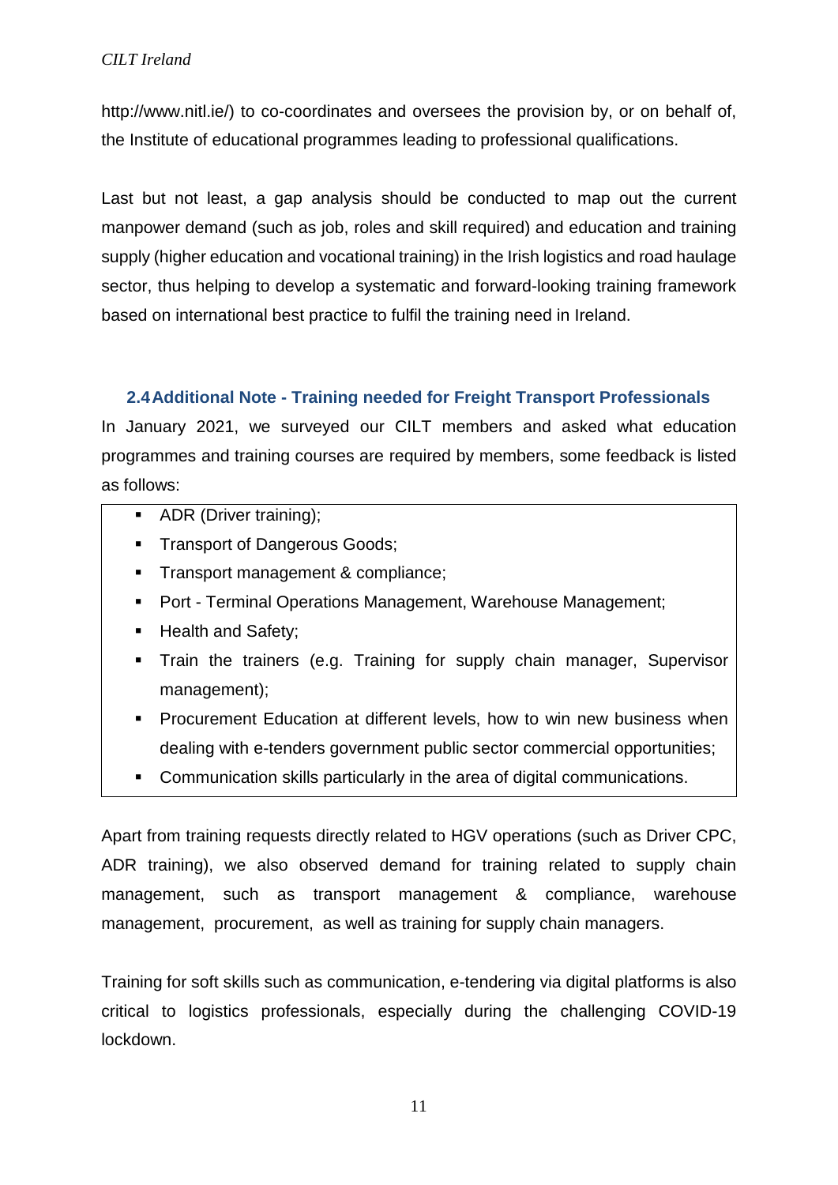http://www.nitl.ie/) to co-coordinates and oversees the provision by, or on behalf of, the Institute of educational programmes leading to professional qualifications.

Last but not least, a gap analysis should be conducted to map out the current manpower demand (such as job, roles and skill required) and education and training supply (higher education and vocational training) in the Irish logistics and road haulage sector, thus helping to develop a systematic and forward-looking training framework based on international best practice to fulfil the training need in Ireland.

### 2.4 Additional Note - Training needed for Freight Transport Professionals

In January 2021, we surveyed our CILT members and asked what education programmes and training courses are required by members, some feedback is listed as follows:

- ADR (Driver training);
- Transport of Dangerous Goods;
- Transport management & compliance;
- Port - Terminal Operations Management, Warehouse Management;
- Health and Safety;
- Train the trainers (e.g. Training for supply chain manager, Supervisor management);
- Procurement Education at different levels, how to win new business when dealing with e-tenders government public sector commercial opportunities;
- Communication skills particularly in the area of digital communications.

Apart from training requests directly related to HGV operations (such as Driver CPC, ADR training), we also observed demand for training related to supply chain management, such as transport management & compliance, warehouse management, procurement, as well as training for supply chain managers.

Training for soft skills such as communication, e-tendering via digital platforms is also critical to logistics professionals, especially during the challenging COVID-19 lockdown.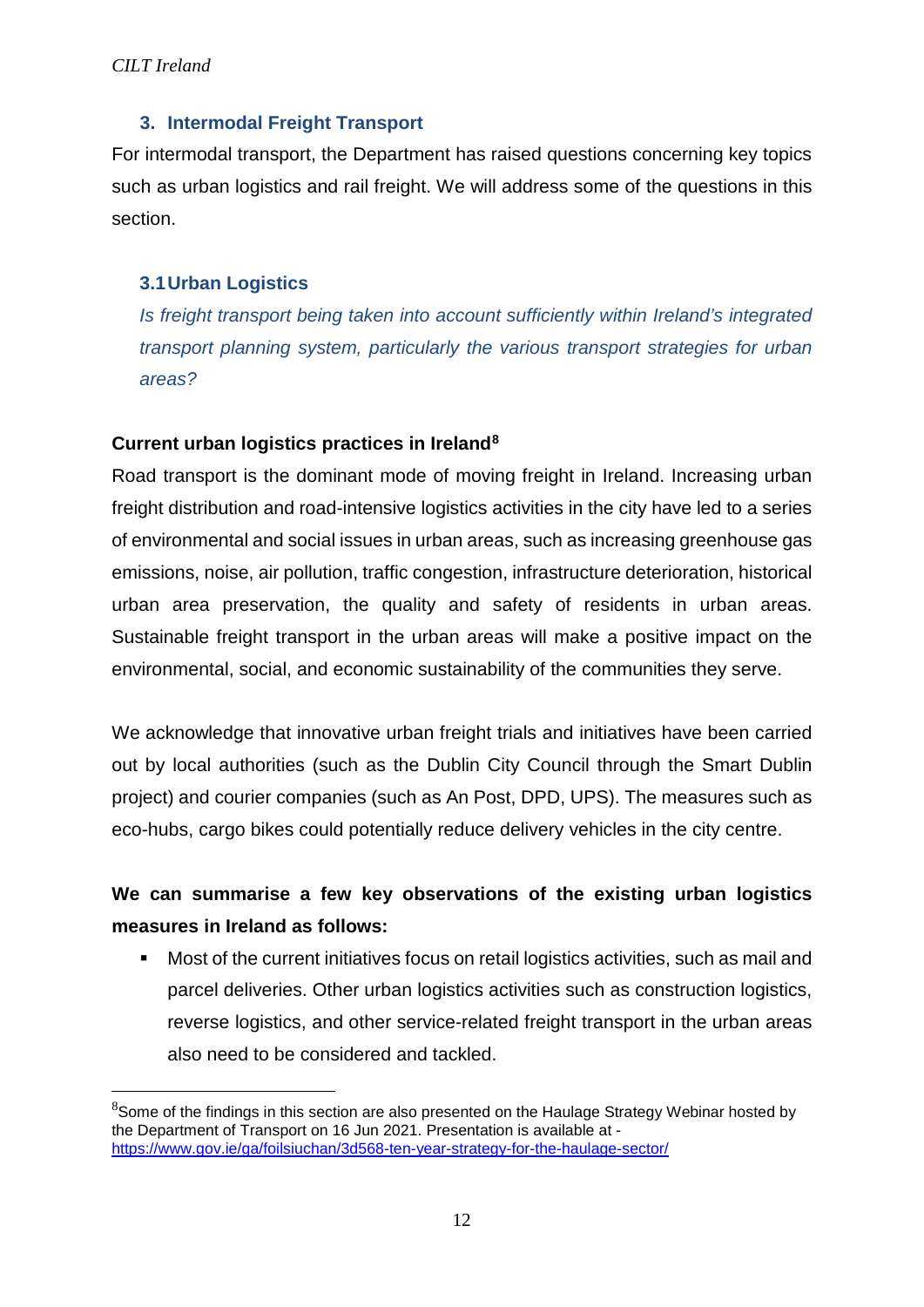## 3. Intermodal Freight Transport

For intermodal transport, the Department has raised questions concerning key topics such as urban logistics and rail freight. We will address some of the questions in this section.

### 3.1 Urban Logistics

*Is freight transport being taken into account sufficiently within Ireland's integrated transport planning system, particularly the various transport strategies for urban areas?*

**Current urban logistics practices in Ireland[8]**

Road transport is the dominant mode of moving freight in Ireland. Increasing urban freight distribution and road-intensive logistics activities in the city have led to a series of environmental and social issues in urban areas, such as increasing greenhouse gas emissions, noise, air pollution, traffic congestion, infrastructure deterioration, historical urban area preservation, the quality and safety of residents in urban areas. Sustainable freight transport in the urban areas will make a positive impact on the environmental, social, and economic sustainability of the communities they serve.

We acknowledge that innovative urban freight trials and initiatives have been carried out by local authorities (such as the Dublin City Council through the Smart Dublin project) and courier companies (such as An Post, DPD, UPS). The measures such as eco-hubs, cargo bikes could potentially reduce delivery vehicles in the city centre.

**We can summarise a few key observations of the existing urban logistics measures in Ireland as follows:**

- Most of the current initiatives focus on retail logistics activities, such as mail and parcel deliveries. Other urban logistics activities such as construction logistics, reverse logistics, and other service-related freight transport in the urban areas also need to be considered and tackled.

---

[8] Some of the findings in this section are also presented on the Haulage Strategy Webinar hosted by the Department of Transport on 16 Jun 2021. Presentation is available at - https://www.gov.ie/ga/foilsiuchan/3d568-ten-year-strategy-for-the-haulage-sector/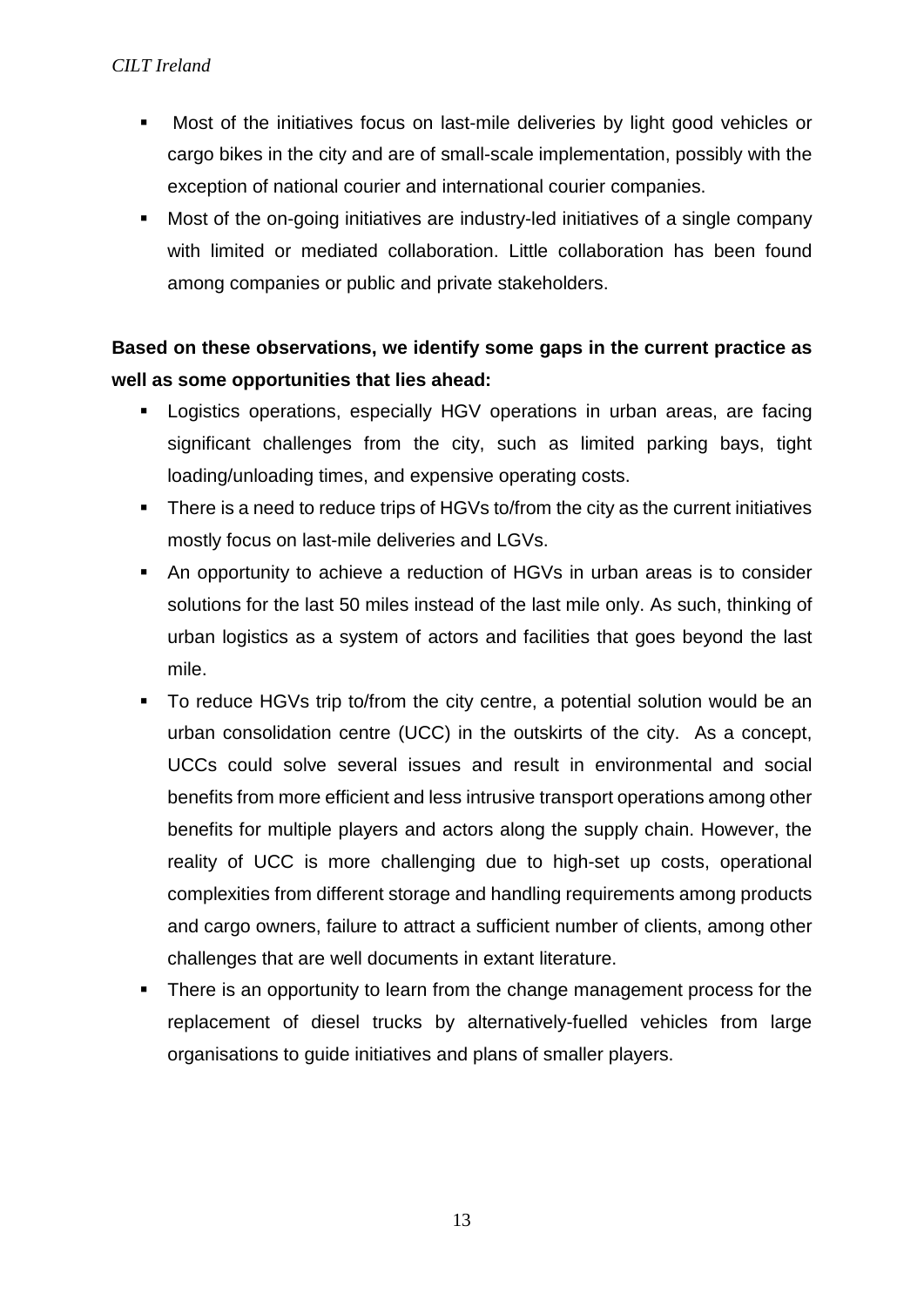- Most of the initiatives focus on last-mile deliveries by light good vehicles or cargo bikes in the city and are of small-scale implementation, possibly with the exception of national courier and international courier companies.
- Most of the on-going initiatives are industry-led initiatives of a single company with limited or mediated collaboration. Little collaboration has been found among companies or public and private stakeholders.

**Based on these observations, we identify some gaps in the current practice as well as some opportunities that lies ahead:**

- Logistics operations, especially HGV operations in urban areas, are facing significant challenges from the city, such as limited parking bays, tight loading/unloading times, and expensive operating costs.
- There is a need to reduce trips of HGVs to/from the city as the current initiatives mostly focus on last-mile deliveries and LGVs.
- An opportunity to achieve a reduction of HGVs in urban areas is to consider solutions for the last 50 miles instead of the last mile only. As such, thinking of urban logistics as a system of actors and facilities that goes beyond the last mile.
- To reduce HGVs trip to/from the city centre, a potential solution would be an urban consolidation centre (UCC) in the outskirts of the city. As a concept, UCCs could solve several issues and result in environmental and social benefits from more efficient and less intrusive transport operations among other benefits for multiple players and actors along the supply chain. However, the reality of UCC is more challenging due to high-set up costs, operational complexities from different storage and handling requirements among products and cargo owners, failure to attract a sufficient number of clients, among other challenges that are well documents in extant literature.
- There is an opportunity to learn from the change management process for the replacement of diesel trucks by alternatively-fuelled vehicles from large organisations to guide initiatives and plans of smaller players.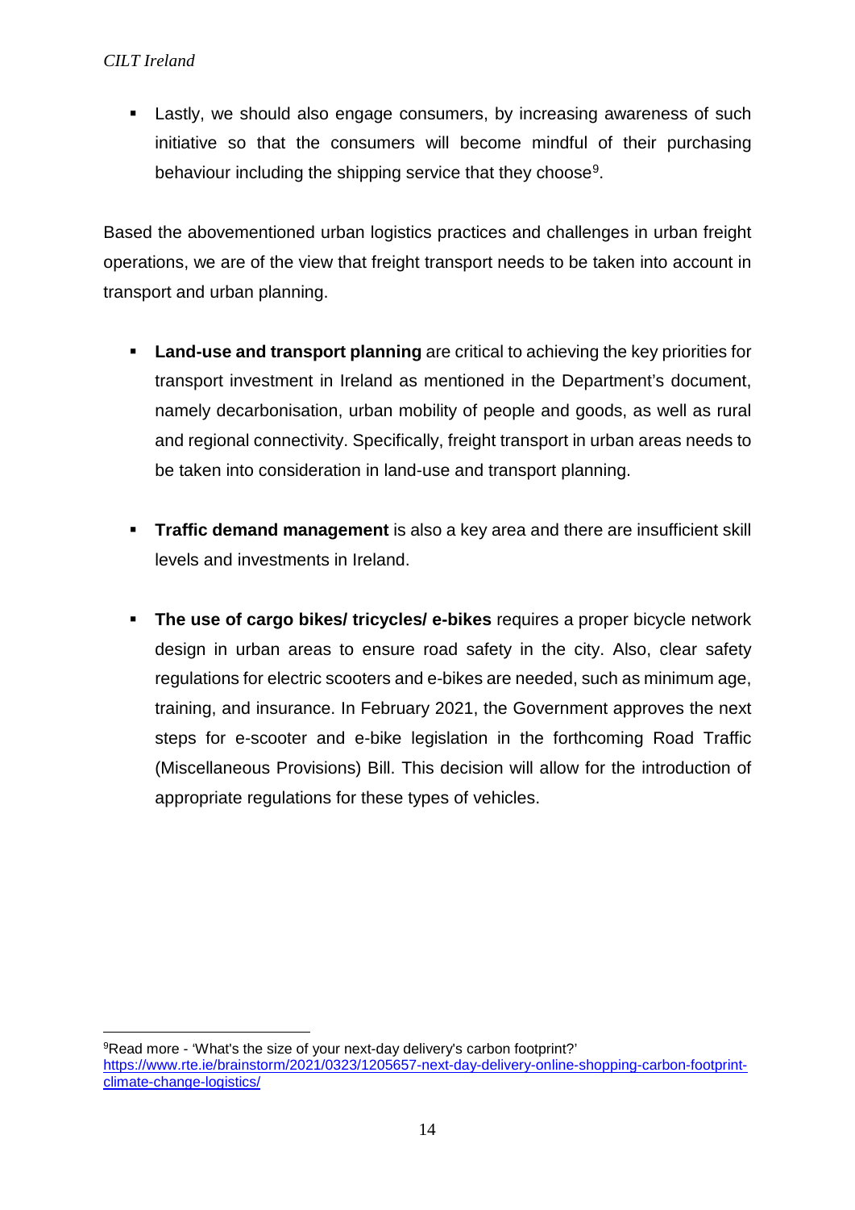- Lastly, we should also engage consumers, by increasing awareness of such initiative so that the consumers will become mindful of their purchasing behaviour including the shipping service that they choose[9].

Based the abovementioned urban logistics practices and challenges in urban freight operations, we are of the view that freight transport needs to be taken into account in transport and urban planning.

- **Land-use and transport planning** are critical to achieving the key priorities for transport investment in Ireland as mentioned in the Department's document, namely decarbonisation, urban mobility of people and goods, as well as rural and regional connectivity. Specifically, freight transport in urban areas needs to be taken into consideration in land-use and transport planning.

- **Traffic demand management** is also a key area and there are insufficient skill levels and investments in Ireland.

- **The use of cargo bikes/ tricycles/ e-bikes** requires a proper bicycle network design in urban areas to ensure road safety in the city. Also, clear safety regulations for electric scooters and e-bikes are needed, such as minimum age, training, and insurance. In February 2021, the Government approves the next steps for e-scooter and e-bike legislation in the forthcoming Road Traffic (Miscellaneous Provisions) Bill. This decision will allow for the introduction of appropriate regulations for these types of vehicles.

---

[9] Read more - 'What's the size of your next-day delivery's carbon footprint?' https://www.rte.ie/brainstorm/2021/0323/1205657-next-day-delivery-online-shopping-carbon-footprint-climate-change-logistics/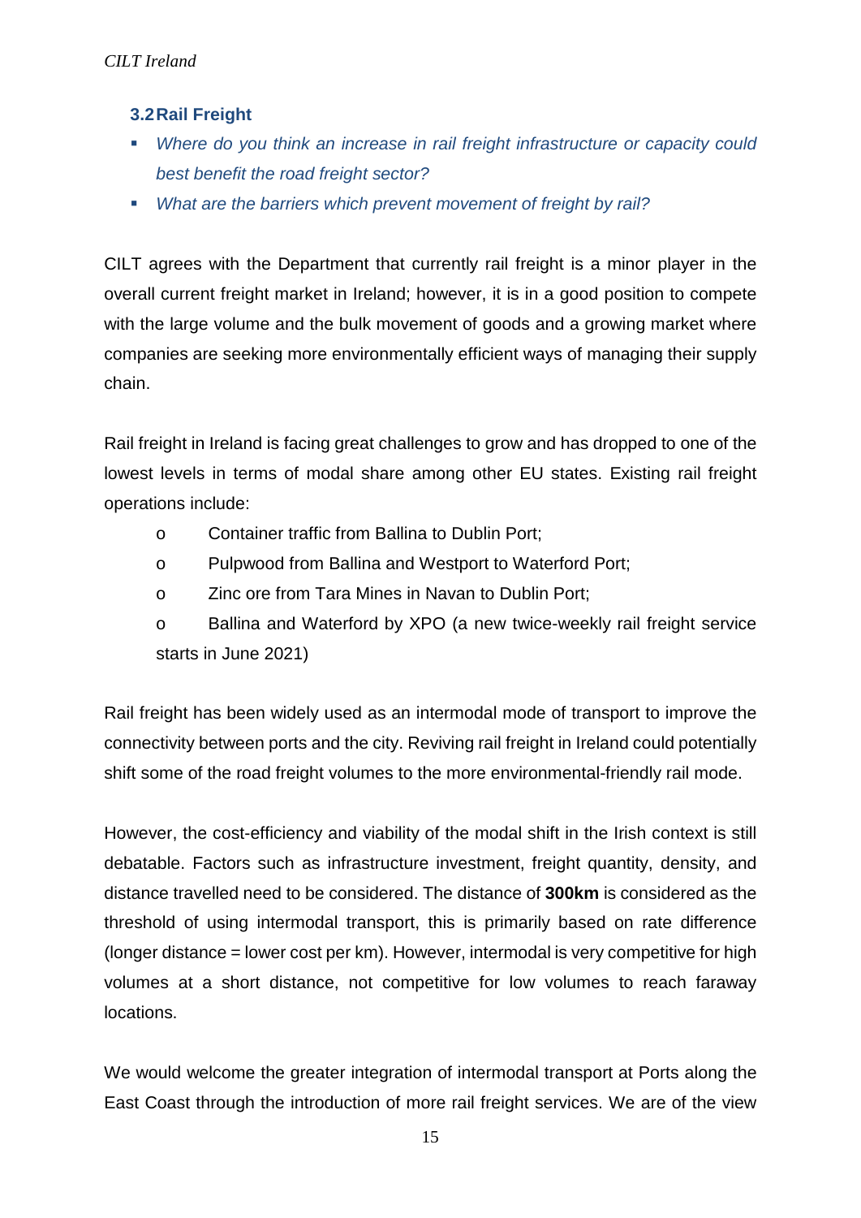### 3.2 Rail Freight

- *Where do you think an increase in rail freight infrastructure or capacity could best benefit the road freight sector?*
- *What are the barriers which prevent movement of freight by rail?*

CILT agrees with the Department that currently rail freight is a minor player in the overall current freight market in Ireland; however, it is in a good position to compete with the large volume and the bulk movement of goods and a growing market where companies are seeking more environmentally efficient ways of managing their supply chain.

Rail freight in Ireland is facing great challenges to grow and has dropped to one of the lowest levels in terms of modal share among other EU states. Existing rail freight operations include:

- Container traffic from Ballina to Dublin Port;
- Pulpwood from Ballina and Westport to Waterford Port;
- Zinc ore from Tara Mines in Navan to Dublin Port;
- Ballina and Waterford by XPO (a new twice-weekly rail freight service starts in June 2021)

Rail freight has been widely used as an intermodal mode of transport to improve the connectivity between ports and the city. Reviving rail freight in Ireland could potentially shift some of the road freight volumes to the more environmental-friendly rail mode.

However, the cost-efficiency and viability of the modal shift in the Irish context is still debatable. Factors such as infrastructure investment, freight quantity, density, and distance travelled need to be considered. The distance of **300km** is considered as the threshold of using intermodal transport, this is primarily based on rate difference (longer distance = lower cost per km). However, intermodal is very competitive for high volumes at a short distance, not competitive for low volumes to reach faraway locations.

We would welcome the greater integration of intermodal transport at Ports along the East Coast through the introduction of more rail freight services. We are of the view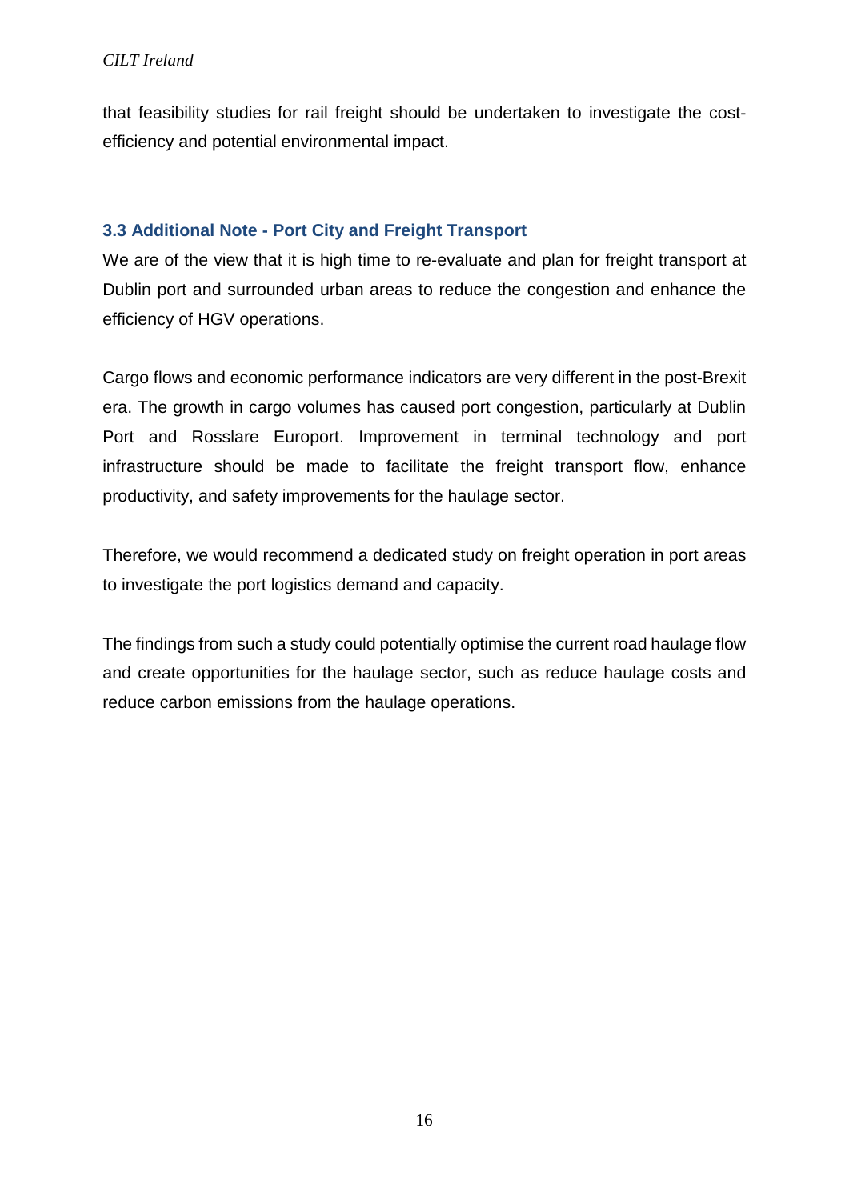that feasibility studies for rail freight should be undertaken to investigate the cost-efficiency and potential environmental impact.

### 3.3 Additional Note - Port City and Freight Transport

We are of the view that it is high time to re-evaluate and plan for freight transport at Dublin port and surrounded urban areas to reduce the congestion and enhance the efficiency of HGV operations.

Cargo flows and economic performance indicators are very different in the post-Brexit era. The growth in cargo volumes has caused port congestion, particularly at Dublin Port and Rosslare Europort. Improvement in terminal technology and port infrastructure should be made to facilitate the freight transport flow, enhance productivity, and safety improvements for the haulage sector.

Therefore, we would recommend a dedicated study on freight operation in port areas to investigate the port logistics demand and capacity.

The findings from such a study could potentially optimise the current road haulage flow and create opportunities for the haulage sector, such as reduce haulage costs and reduce carbon emissions from the haulage operations.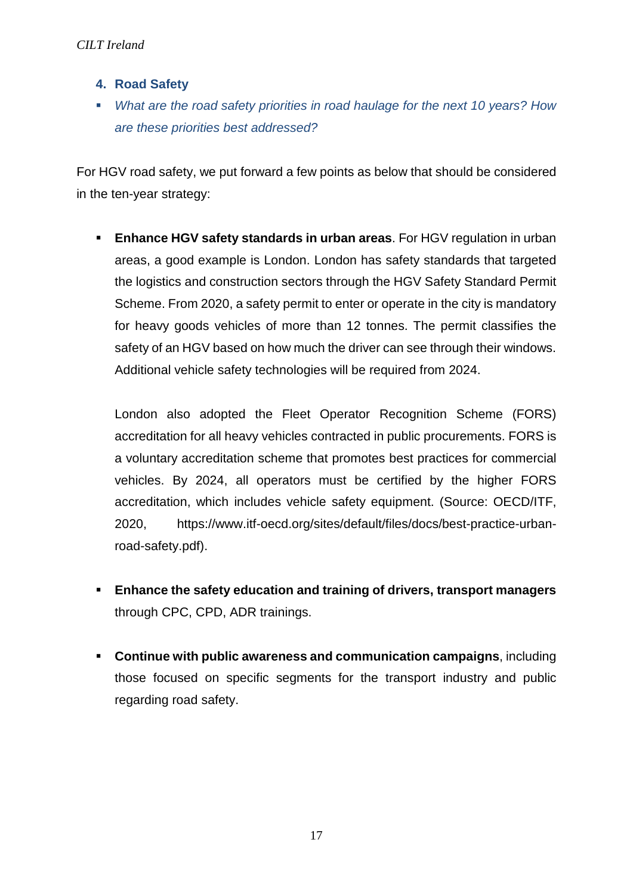## 4. Road Safety

- *What are the road safety priorities in road haulage for the next 10 years? How are these priorities best addressed?*

For HGV road safety, we put forward a few points as below that should be considered in the ten-year strategy:

- **Enhance HGV safety standards in urban areas**. For HGV regulation in urban areas, a good example is London. London has safety standards that targeted the logistics and construction sectors through the HGV Safety Standard Permit Scheme. From 2020, a safety permit to enter or operate in the city is mandatory for heavy goods vehicles of more than 12 tonnes. The permit classifies the safety of an HGV based on how much the driver can see through their windows. Additional vehicle safety technologies will be required from 2024.

  London also adopted the Fleet Operator Recognition Scheme (FORS) accreditation for all heavy vehicles contracted in public procurements. FORS is a voluntary accreditation scheme that promotes best practices for commercial vehicles. By 2024, all operators must be certified by the higher FORS accreditation, which includes vehicle safety equipment. (Source: OECD/ITF, 2020, https://www.itf-oecd.org/sites/default/files/docs/best-practice-urban-road-safety.pdf).

- **Enhance the safety education and training of drivers, transport managers** through CPC, CPD, ADR trainings.

- **Continue with public awareness and communication campaigns**, including those focused on specific segments for the transport industry and public regarding road safety.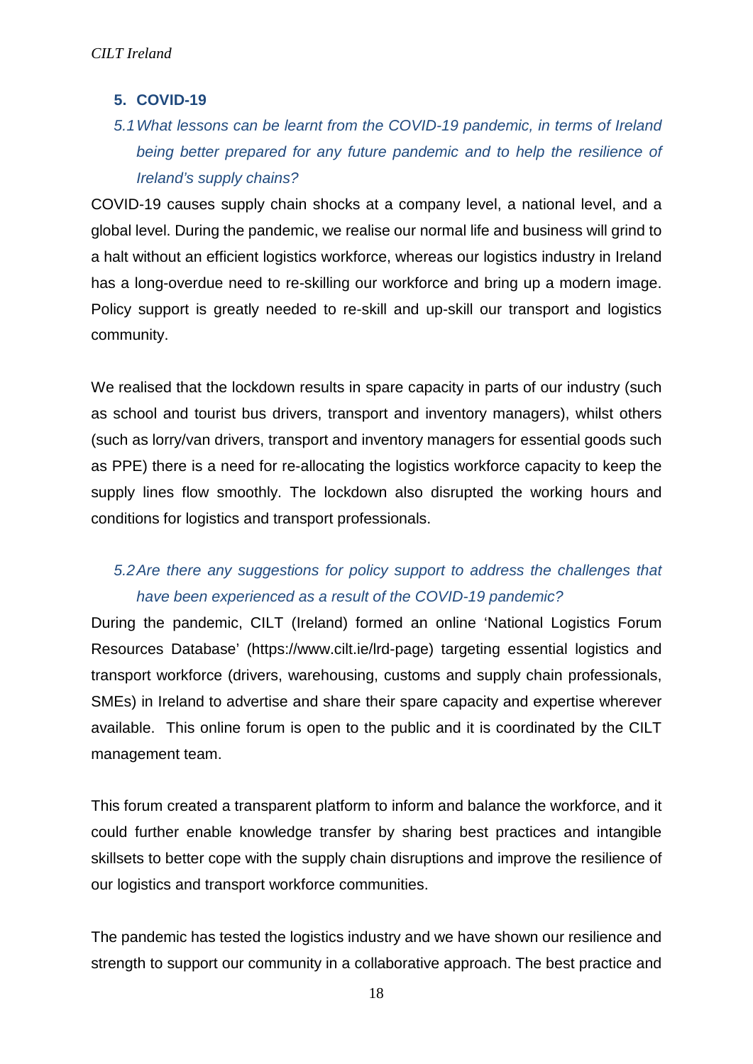## 5. COVID-19

### *5.1 What lessons can be learnt from the COVID-19 pandemic, in terms of Ireland being better prepared for any future pandemic and to help the resilience of Ireland's supply chains?*

COVID-19 causes supply chain shocks at a company level, a national level, and a global level. During the pandemic, we realise our normal life and business will grind to a halt without an efficient logistics workforce, whereas our logistics industry in Ireland has a long-overdue need to re-skilling our workforce and bring up a modern image. Policy support is greatly needed to re-skill and up-skill our transport and logistics community.

We realised that the lockdown results in spare capacity in parts of our industry (such as school and tourist bus drivers, transport and inventory managers), whilst others (such as lorry/van drivers, transport and inventory managers for essential goods such as PPE) there is a need for re-allocating the logistics workforce capacity to keep the supply lines flow smoothly. The lockdown also disrupted the working hours and conditions for logistics and transport professionals.

### *5.2 Are there any suggestions for policy support to address the challenges that have been experienced as a result of the COVID-19 pandemic?*

During the pandemic, CILT (Ireland) formed an online 'National Logistics Forum Resources Database' (https://www.cilt.ie/lrd-page) targeting essential logistics and transport workforce (drivers, warehousing, customs and supply chain professionals, SMEs) in Ireland to advertise and share their spare capacity and expertise wherever available. This online forum is open to the public and it is coordinated by the CILT management team.

This forum created a transparent platform to inform and balance the workforce, and it could further enable knowledge transfer by sharing best practices and intangible skillsets to better cope with the supply chain disruptions and improve the resilience of our logistics and transport workforce communities.

The pandemic has tested the logistics industry and we have shown our resilience and strength to support our community in a collaborative approach. The best practice and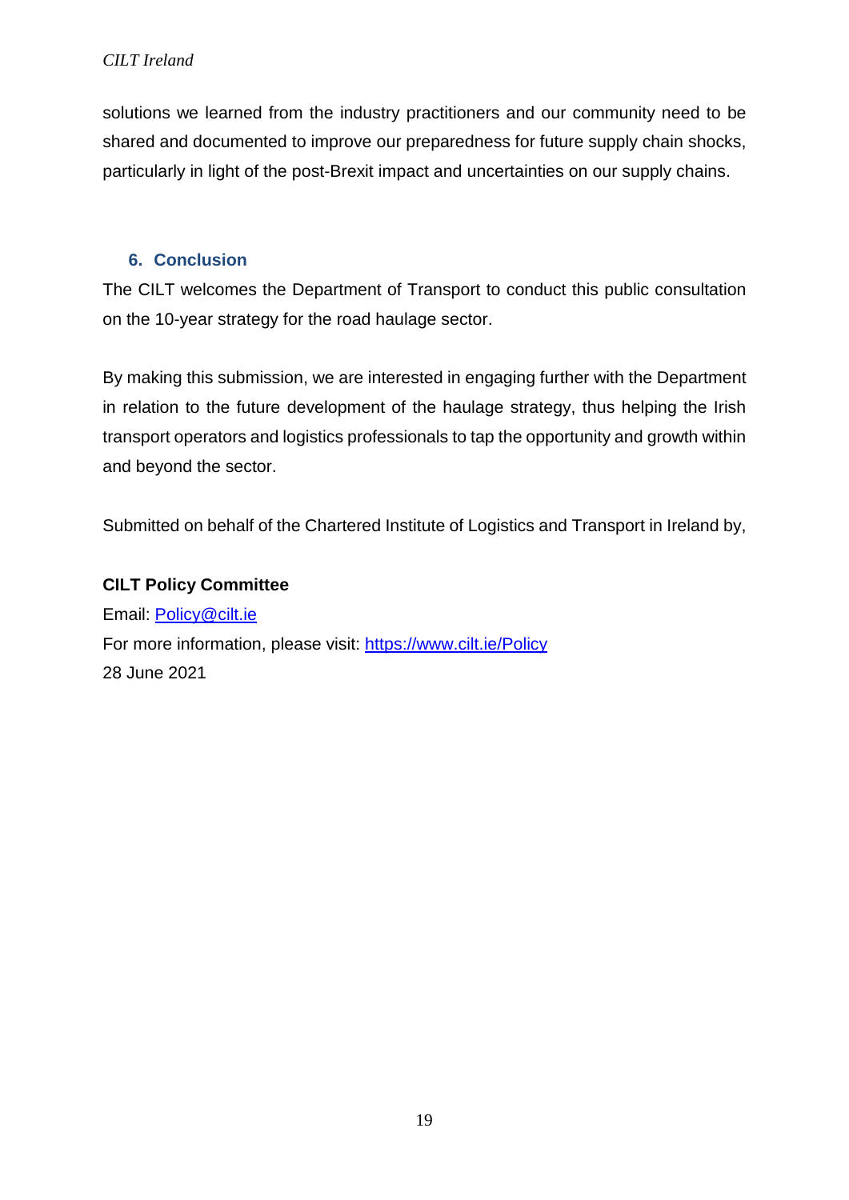solutions we learned from the industry practitioners and our community need to be shared and documented to improve our preparedness for future supply chain shocks, particularly in light of the post-Brexit impact and uncertainties on our supply chains.

## 6. Conclusion

The CILT welcomes the Department of Transport to conduct this public consultation on the 10-year strategy for the road haulage sector.

By making this submission, we are interested in engaging further with the Department in relation to the future development of the haulage strategy, thus helping the Irish transport operators and logistics professionals to tap the opportunity and growth within and beyond the sector.

Submitted on behalf of the Chartered Institute of Logistics and Transport in Ireland by,

**CILT Policy Committee**
Email: [Policy@cilt.ie](mailto:Policy@cilt.ie)
For more information, please visit: [https://www.cilt.ie/Policy](https://www.cilt.ie/Policy)
28 June 2021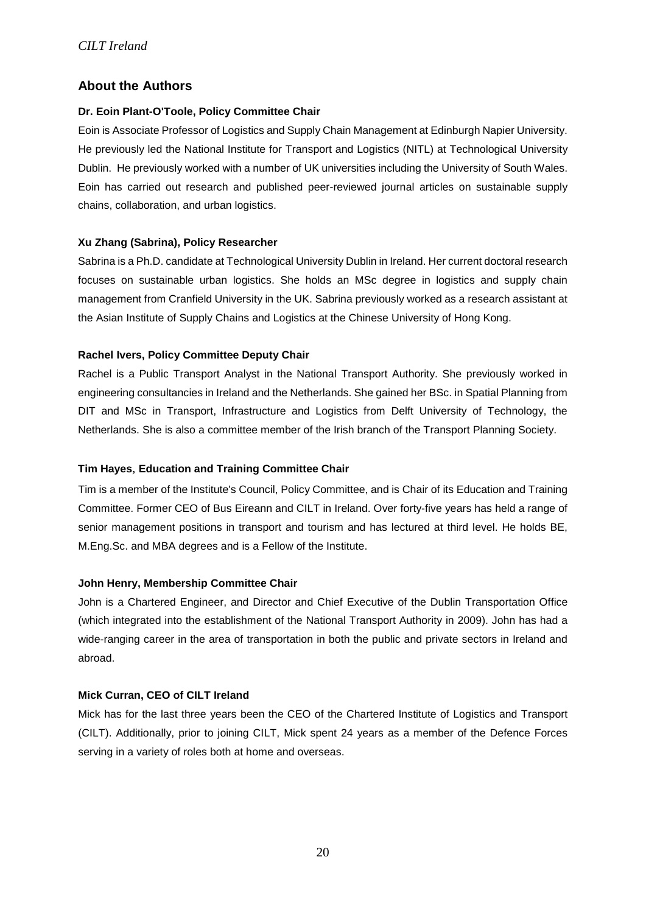## About the Authors

**Dr. Eoin Plant-O'Toole, Policy Committee Chair**

Eoin is Associate Professor of Logistics and Supply Chain Management at Edinburgh Napier University. He previously led the National Institute for Transport and Logistics (NITL) at Technological University Dublin. He previously worked with a number of UK universities including the University of South Wales. Eoin has carried out research and published peer-reviewed journal articles on sustainable supply chains, collaboration, and urban logistics.

**Xu Zhang (Sabrina), Policy Researcher**

Sabrina is a Ph.D. candidate at Technological University Dublin in Ireland. Her current doctoral research focuses on sustainable urban logistics. She holds an MSc degree in logistics and supply chain management from Cranfield University in the UK. Sabrina previously worked as a research assistant at the Asian Institute of Supply Chains and Logistics at the Chinese University of Hong Kong.

**Rachel Ivers, Policy Committee Deputy Chair**

Rachel is a Public Transport Analyst in the National Transport Authority. She previously worked in engineering consultancies in Ireland and the Netherlands. She gained her BSc. in Spatial Planning from DIT and MSc in Transport, Infrastructure and Logistics from Delft University of Technology, the Netherlands. She is also a committee member of the Irish branch of the Transport Planning Society.

**Tim Hayes, Education and Training Committee Chair**

Tim is a member of the Institute's Council, Policy Committee, and is Chair of its Education and Training Committee. Former CEO of Bus Eireann and CILT in Ireland. Over forty-five years has held a range of senior management positions in transport and tourism and has lectured at third level. He holds BE, M.Eng.Sc. and MBA degrees and is a Fellow of the Institute.

**John Henry, Membership Committee Chair**

John is a Chartered Engineer, and Director and Chief Executive of the Dublin Transportation Office (which integrated into the establishment of the National Transport Authority in 2009). John has had a wide-ranging career in the area of transportation in both the public and private sectors in Ireland and abroad.

**Mick Curran, CEO of CILT Ireland**

Mick has for the last three years been the CEO of the Chartered Institute of Logistics and Transport (CILT). Additionally, prior to joining CILT, Mick spent 24 years as a member of the Defence Forces serving in a variety of roles both at home and overseas.